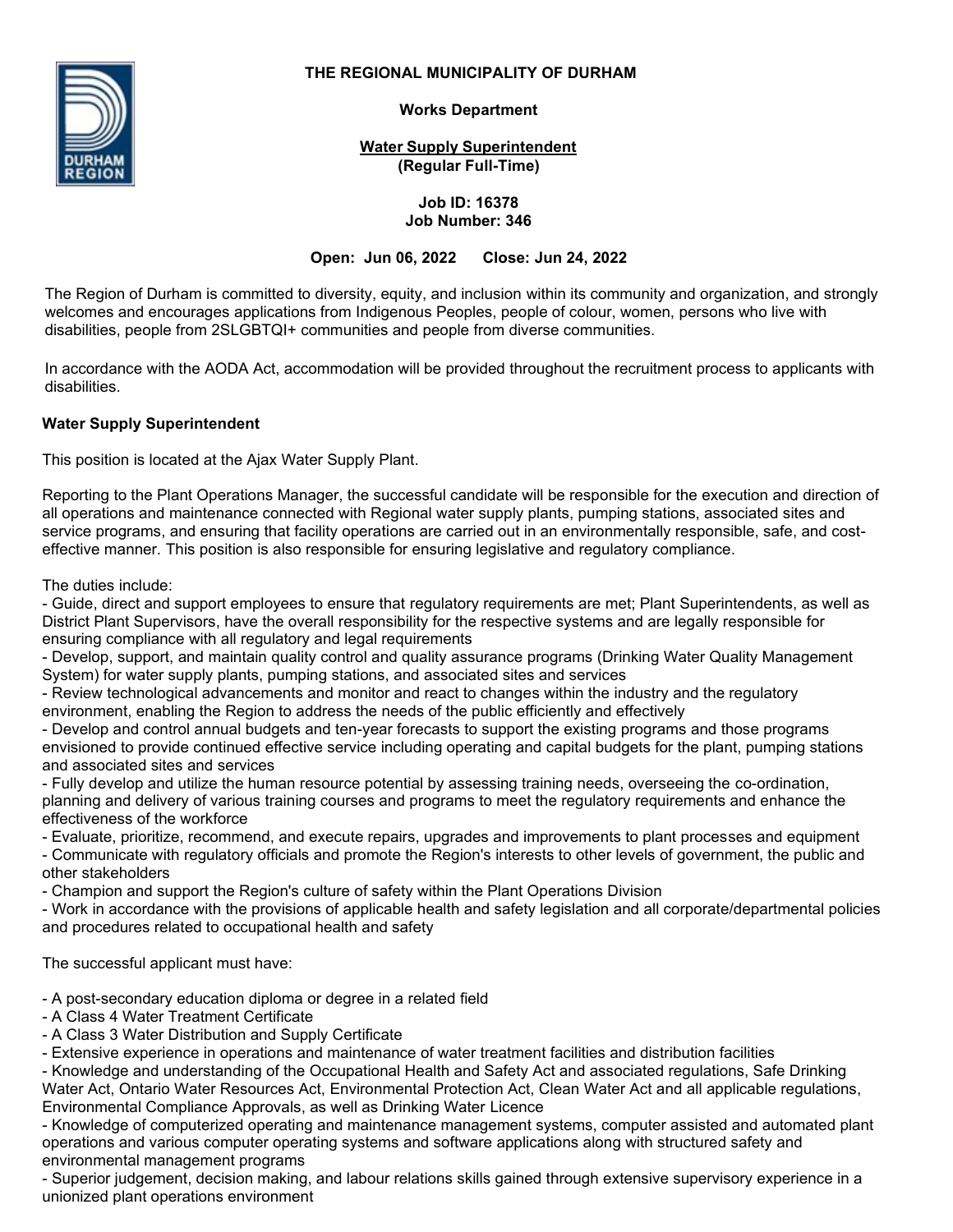# THE REGIONAL MUNICIPALITY OF DURHAM

**Works Department**

**Water Supply Superintendent**
**(Regular Full-Time)**

**Job ID: 16378**
**Job Number: 346**

**Open: Jun 06, 2022 Close: Jun 24, 2022**

The Region of Durham is committed to diversity, equity, and inclusion within its community and organization, and strongly welcomes and encourages applications from Indigenous Peoples, people of colour, women, persons who live with disabilities, people from 2SLGBTQI+ communities and people from diverse communities.

In accordance with the AODA Act, accommodation will be provided throughout the recruitment process to applicants with disabilities.

**Water Supply Superintendent**

This position is located at the Ajax Water Supply Plant.

Reporting to the Plant Operations Manager, the successful candidate will be responsible for the execution and direction of all operations and maintenance connected with Regional water supply plants, pumping stations, associated sites and service programs, and ensuring that facility operations are carried out in an environmentally responsible, safe, and cost-effective manner. This position is also responsible for ensuring legislative and regulatory compliance.

The duties include:

- Guide, direct and support employees to ensure that regulatory requirements are met; Plant Superintendents, as well as District Plant Supervisors, have the overall responsibility for the respective systems and are legally responsible for ensuring compliance with all regulatory and legal requirements
- Develop, support, and maintain quality control and quality assurance programs (Drinking Water Quality Management System) for water supply plants, pumping stations, and associated sites and services
- Review technological advancements and monitor and react to changes within the industry and the regulatory environment, enabling the Region to address the needs of the public efficiently and effectively
- Develop and control annual budgets and ten-year forecasts to support the existing programs and those programs envisioned to provide continued effective service including operating and capital budgets for the plant, pumping stations and associated sites and services
- Fully develop and utilize the human resource potential by assessing training needs, overseeing the co-ordination, planning and delivery of various training courses and programs to meet the regulatory requirements and enhance the effectiveness of the workforce
- Evaluate, prioritize, recommend, and execute repairs, upgrades and improvements to plant processes and equipment
- Communicate with regulatory officials and promote the Region's interests to other levels of government, the public and other stakeholders
- Champion and support the Region's culture of safety within the Plant Operations Division
- Work in accordance with the provisions of applicable health and safety legislation and all corporate/departmental policies and procedures related to occupational health and safety

The successful applicant must have:

- A post-secondary education diploma or degree in a related field
- A Class 4 Water Treatment Certificate
- A Class 3 Water Distribution and Supply Certificate
- Extensive experience in operations and maintenance of water treatment facilities and distribution facilities
- Knowledge and understanding of the Occupational Health and Safety Act and associated regulations, Safe Drinking Water Act, Ontario Water Resources Act, Environmental Protection Act, Clean Water Act and all applicable regulations, Environmental Compliance Approvals, as well as Drinking Water Licence
- Knowledge of computerized operating and maintenance management systems, computer assisted and automated plant operations and various computer operating systems and software applications along with structured safety and environmental management programs
- Superior judgement, decision making, and labour relations skills gained through extensive supervisory experience in a unionized plant operations environment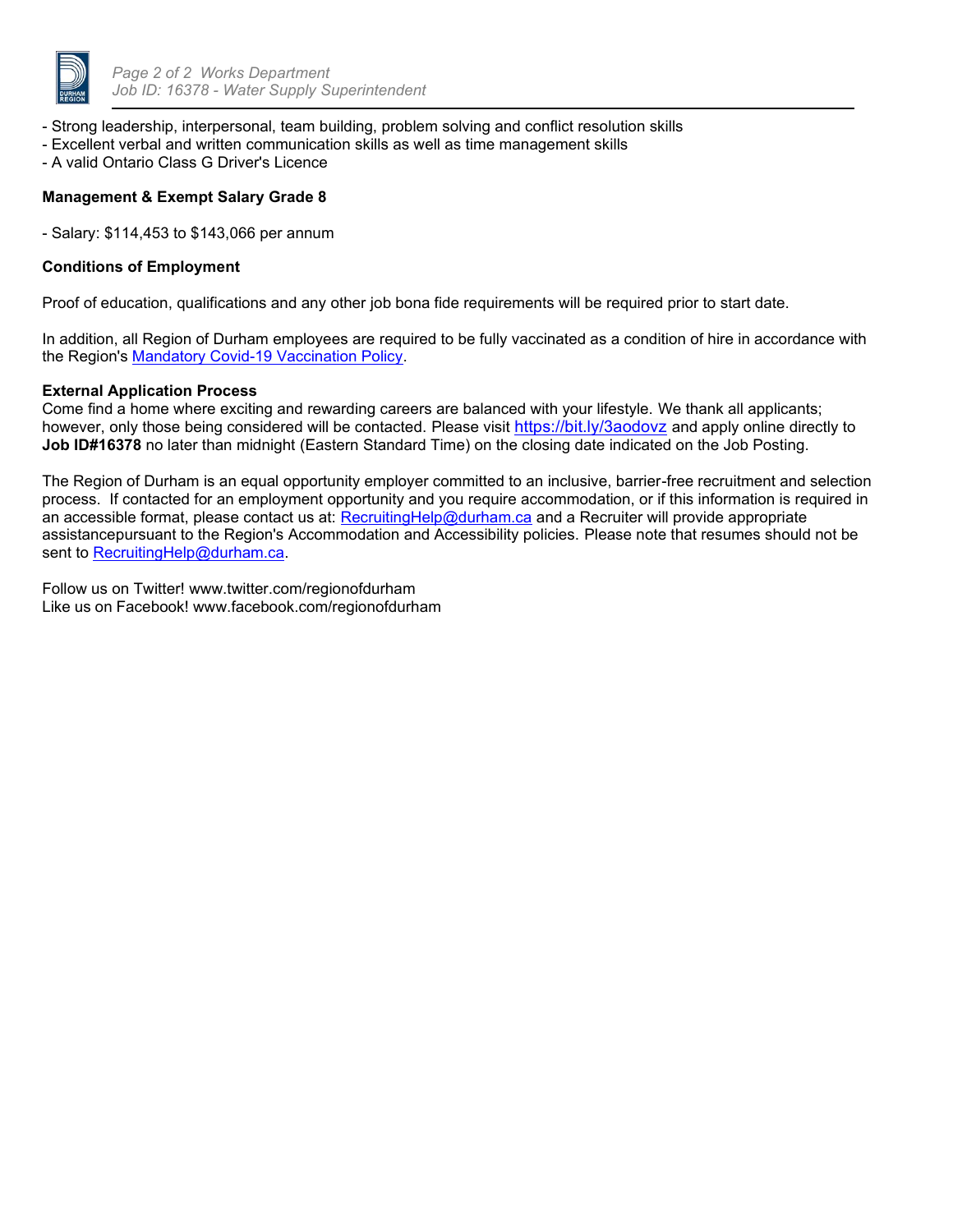- Strong leadership, interpersonal, team building, problem solving and conflict resolution skills
- Excellent verbal and written communication skills as well as time management skills
- A valid Ontario Class G Driver's Licence

**Management & Exempt Salary Grade 8**

- Salary: $114,453 to $143,066 per annum

**Conditions of Employment**

Proof of education, qualifications and any other job bona fide requirements will be required prior to start date.

In addition, all Region of Durham employees are required to be fully vaccinated as a condition of hire in accordance with the Region's Mandatory Covid-19 Vaccination Policy.

**External Application Process**
Come find a home where exciting and rewarding careers are balanced with your lifestyle. We thank all applicants; however, only those being considered will be contacted. Please visit https://bit.ly/3aodovz and apply online directly to **Job ID#16378** no later than midnight (Eastern Standard Time) on the closing date indicated on the Job Posting.

The Region of Durham is an equal opportunity employer committed to an inclusive, barrier-free recruitment and selection process. If contacted for an employment opportunity and you require accommodation, or if this information is required in an accessible format, please contact us at: RecruitingHelp@durham.ca and a Recruiter will provide appropriate assistancepursuant to the Region's Accommodation and Accessibility policies. Please note that resumes should not be sent to RecruitingHelp@durham.ca.

Follow us on Twitter! www.twitter.com/regionofdurham
Like us on Facebook! www.facebook.com/regionofdurham